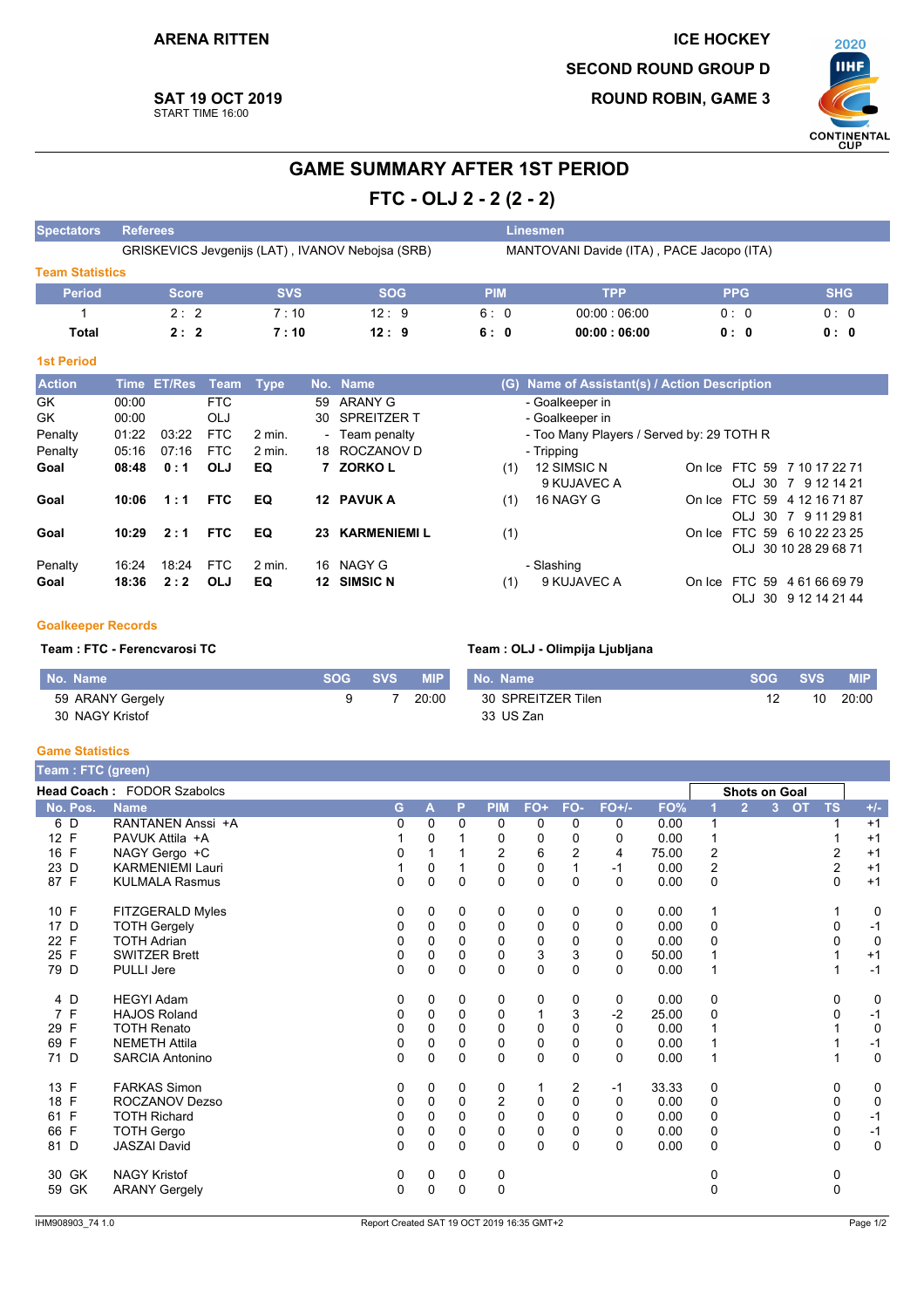ARENA RITTEN

**SAT 19 OCT 2019**
START TIME 16:00

ICE HOCKEY
SECOND ROUND GROUP D
ROUND ROBIN, GAME 3

2020 IIHF CONTINENTAL CUP

# GAME SUMMARY AFTER 1ST PERIOD

## FTC - OLJ 2 - 2 (2 - 2)

| Spectators | Referees | Linesmen |
|---|---|---|
| | GRISKEVICS Jevgenijs (LAT) , IVANOV Nebojsa (SRB) | MANTOVANI Davide (ITA) , PACE Jacopo (ITA) |

### Team Statistics

| Period | Score | SVS | SOG | PIM | TPP | PPG | SHG |
|---|---|---|---|---|---|---|---|
| 1 | 2 : 2 | 7 : 10 | 12 : 9 | 6 : 0 | 00:00 : 06:00 | 0 : 0 | 0 : 0 |
| **Total** | **2 : 2** | **7 : 10** | **12 : 9** | **6 : 0** | **00:00 : 06:00** | **0 : 0** | **0 : 0** |

### 1st Period

| Action | Time | ET/Res | Team | Type | No. | Name | (G) | Name of Assistant(s) / Action Description | | |
|---|---|---|---|---|---|---|---|---|---|---|
| GK | 00:00 | | FTC | | 59 | ARANY G | | - Goalkeeper in | | |
| GK | 00:00 | | OLJ | | 30 | SPREITZER T | | - Goalkeeper in | | |
| Penalty | 01:22 | 03:22 | FTC | 2 min. | - | Team penalty | | - Too Many Players / Served by: 29 TOTH R | | |
| Penalty | 05:16 | 07:16 | FTC | 2 min. | 18 | ROCZANOV D | | - Tripping | | |
| **Goal** | **08:48** | **0 : 1** | **OLJ** | **EQ** | **7** | **ZORKO L** | (1) | 12 SIMSIC N<br>9 KUJAVEC A | On Ice | FTC 59 7 10 17 22 71<br>OLJ 30 7 9 12 14 21 |
| **Goal** | **10:06** | **1 : 1** | **FTC** | **EQ** | **12** | **PAVUK A** | (1) | 16 NAGY G | On Ice | FTC 59 4 12 16 71 87<br>OLJ 30 7 9 11 29 81 |
| **Goal** | **10:29** | **2 : 1** | **FTC** | **EQ** | **23** | **KARMENIEMI L** | (1) | | On Ice | FTC 59 6 10 22 23 25<br>OLJ 30 10 28 29 68 71 |
| Penalty | 16:24 | 18:24 | FTC | 2 min. | 16 | NAGY G | | - Slashing | | |
| **Goal** | **18:36** | **2 : 2** | **OLJ** | **EQ** | **12** | **SIMSIC N** | (1) | 9 KUJAVEC A | On Ice | FTC 59 4 61 66 69 79<br>OLJ 30 9 12 14 21 44 |

### Goalkeeper Records

**Team : FTC - Ferencvarosi TC**

| No. Name | SOG | SVS | MIP |
|---|---|---|---|
| 59 ARANY Gergely | 9 | 7 | 20:00 |
| 30 NAGY Kristof | | | |

**Team : OLJ - Olimpija Ljubljana**

| No. Name | SOG | SVS | MIP |
|---|---|---|---|
| 30 SPREITZER Tilen | 12 | 10 | 20:00 |
| 33 US Zan | | | |

### Game Statistics

**Team : FTC (green)**

**Head Coach :** FODOR Szabolcs

| No. | Pos. | Name | G | A | P | PIM | FO+ | FO- | FO+/- | FO% | SOG 1 | SOG 2 | SOG 3 | SOG OT | SOG TS | +/- |
|---|---|---|---|---|---|---|---|---|---|---|---|---|---|---|---|---|
| 6 | D | RANTANEN Anssi +A | 0 | 0 | 0 | 0 | 0 | 0 | 0 | 0.00 | 1 | | | | 1 | +1 |
| 12 | F | PAVUK Attila +A | 1 | 0 | 1 | 0 | 0 | 0 | 0 | 0.00 | 1 | | | | 1 | +1 |
| 16 | F | NAGY Gergo +C | 0 | 1 | 1 | 2 | 6 | 2 | 4 | 75.00 | 2 | | | | 2 | +1 |
| 23 | D | KARMENIEMI Lauri | 1 | 0 | 1 | 0 | 0 | 1 | -1 | 0.00 | 2 | | | | 2 | +1 |
| 87 | F | KULMALA Rasmus | 0 | 0 | 0 | 0 | 0 | 0 | 0 | 0.00 | 0 | | | | 0 | +1 |
| 10 | F | FITZGERALD Myles | 0 | 0 | 0 | 0 | 0 | 0 | 0 | 0.00 | 1 | | | | 1 | 0 |
| 17 | D | TOTH Gergely | 0 | 0 | 0 | 0 | 0 | 0 | 0 | 0.00 | 0 | | | | 0 | -1 |
| 22 | F | TOTH Adrian | 0 | 0 | 0 | 0 | 0 | 0 | 0 | 0.00 | 0 | | | | 0 | 0 |
| 25 | F | SWITZER Brett | 0 | 0 | 0 | 0 | 3 | 3 | 0 | 50.00 | 1 | | | | 1 | +1 |
| 79 | D | PULLI Jere | 0 | 0 | 0 | 0 | 0 | 0 | 0 | 0.00 | 1 | | | | 1 | -1 |
| 4 | D | HEGYI Adam | 0 | 0 | 0 | 0 | 0 | 0 | 0 | 0.00 | 0 | | | | 0 | 0 |
| 7 | F | HAJOS Roland | 0 | 0 | 0 | 0 | 1 | 3 | -2 | 25.00 | 0 | | | | 0 | -1 |
| 29 | F | TOTH Renato | 0 | 0 | 0 | 0 | 0 | 0 | 0 | 0.00 | 1 | | | | 1 | 0 |
| 69 | F | NEMETH Attila | 0 | 0 | 0 | 0 | 0 | 0 | 0 | 0.00 | 1 | | | | 1 | -1 |
| 71 | D | SARCIA Antonino | 0 | 0 | 0 | 0 | 0 | 0 | 0 | 0.00 | 1 | | | | 1 | 0 |
| 13 | F | FARKAS Simon | 0 | 0 | 0 | 0 | 1 | 2 | -1 | 33.33 | 0 | | | | 0 | 0 |
| 18 | F | ROCZANOV Dezso | 0 | 0 | 0 | 2 | 0 | 0 | 0 | 0.00 | 0 | | | | 0 | 0 |
| 61 | F | TOTH Richard | 0 | 0 | 0 | 0 | 0 | 0 | 0 | 0.00 | 0 | | | | 0 | -1 |
| 66 | F | TOTH Gergo | 0 | 0 | 0 | 0 | 0 | 0 | 0 | 0.00 | 0 | | | | 0 | -1 |
| 81 | D | JASZAI David | 0 | 0 | 0 | 0 | 0 | 0 | 0 | 0.00 | 0 | | | | 0 | 0 |
| 30 | GK | NAGY Kristof | 0 | 0 | 0 | 0 | | | | | 0 | | | | 0 | |
| 59 | GK | ARANY Gergely | 0 | 0 | 0 | 0 | | | | | 0 | | | | 0 | |

IHM908903_74 1.0 Report Created SAT 19 OCT 2019 16:35 GMT+2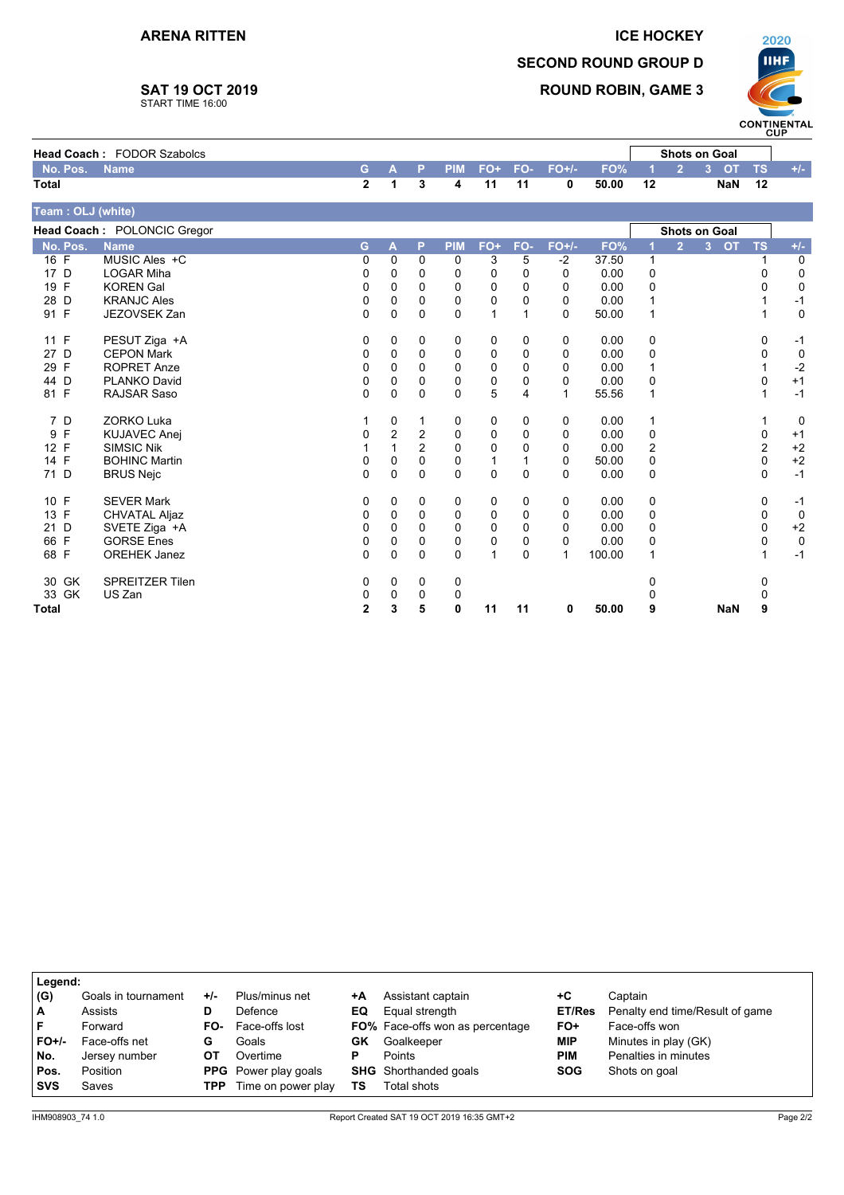**ARENA RITTEN**

**SAT 19 OCT 2019**
START TIME 16:00

**ICE HOCKEY**

**SECOND ROUND GROUP D**

**ROUND ROBIN, GAME 3**

| Head Coach : FODOR Szabolcs | | G | A | P | PIM | FO+ | FO- | FO+/- | FO% | Shots on Goal 1 | 2 | 3 | OT | TS | +/- |
|---|---|---|---|---|---|---|---|---|---|---|---|---|---|---|---|
| **Total** | | **2** | **1** | **3** | **4** | **11** | **11** | **0** | **50.00** | **12** | | | **NaN** | **12** | |

## Team : OLJ (white)

Head Coach : POLONCIC Gregor

| No. Pos. | Name | G | A | P | PIM | FO+ | FO- | FO+/- | FO% | Shots on Goal 1 | 2 | 3 | OT | TS | +/- |
|---|---|---|---|---|---|---|---|---|---|---|---|---|---|---|---|
| 16 F | MUSIC Ales +C | 0 | 0 | 0 | 0 | 3 | 5 | -2 | 37.50 | 1 | | | | 1 | 0 |
| 17 D | LOGAR Miha | 0 | 0 | 0 | 0 | 0 | 0 | 0 | 0.00 | 0 | | | | 0 | 0 |
| 19 F | KOREN Gal | 0 | 0 | 0 | 0 | 0 | 0 | 0 | 0.00 | 0 | | | | 0 | 0 |
| 28 D | KRANJC Ales | 0 | 0 | 0 | 0 | 0 | 0 | 0 | 0.00 | 1 | | | | 1 | -1 |
| 91 F | JEZOVSEK Zan | 0 | 0 | 0 | 0 | 1 | 1 | 0 | 50.00 | 1 | | | | 1 | 0 |
| 11 F | PESUT Ziga +A | 0 | 0 | 0 | 0 | 0 | 0 | 0 | 0.00 | 0 | | | | 0 | -1 |
| 27 D | CEPON Mark | 0 | 0 | 0 | 0 | 0 | 0 | 0 | 0.00 | 0 | | | | 0 | 0 |
| 29 F | ROPRET Anze | 0 | 0 | 0 | 0 | 0 | 0 | 0 | 0.00 | 1 | | | | 1 | -2 |
| 44 D | PLANKO David | 0 | 0 | 0 | 0 | 0 | 0 | 0 | 0.00 | 0 | | | | 0 | +1 |
| 81 F | RAJSAR Saso | 0 | 0 | 0 | 0 | 5 | 4 | 1 | 55.56 | 1 | | | | 1 | -1 |
| 7 D | ZORKO Luka | 1 | 0 | 1 | 0 | 0 | 0 | 0 | 0.00 | 1 | | | | 1 | 0 |
| 9 F | KUJAVEC Anej | 0 | 2 | 2 | 0 | 0 | 0 | 0 | 0.00 | 0 | | | | 0 | +1 |
| 12 F | SIMSIC Nik | 1 | 1 | 2 | 0 | 0 | 0 | 0 | 0.00 | 2 | | | | 2 | +2 |
| 14 F | BOHINC Martin | 0 | 0 | 0 | 0 | 1 | 1 | 0 | 50.00 | 0 | | | | 0 | +2 |
| 71 D | BRUS Nejc | 0 | 0 | 0 | 0 | 0 | 0 | 0 | 0.00 | 0 | | | | 0 | -1 |
| 10 F | SEVER Mark | 0 | 0 | 0 | 0 | 0 | 0 | 0 | 0.00 | 0 | | | | 0 | -1 |
| 13 F | CHVATAL Aljaz | 0 | 0 | 0 | 0 | 0 | 0 | 0 | 0.00 | 0 | | | | 0 | 0 |
| 21 D | SVETE Ziga +A | 0 | 0 | 0 | 0 | 0 | 0 | 0 | 0.00 | 0 | | | | 0 | +2 |
| 66 F | GORSE Enes | 0 | 0 | 0 | 0 | 0 | 0 | 0 | 0.00 | 0 | | | | 0 | 0 |
| 68 F | OREHEK Janez | 0 | 0 | 0 | 0 | 1 | 0 | 1 | 100.00 | 1 | | | | 1 | -1 |
| 30 GK | SPREITZER Tilen | 0 | 0 | 0 | 0 | | | | | 0 | | | | 0 | |
| 33 GK | US Zan | 0 | 0 | 0 | 0 | | | | | 0 | | | | 0 | |
| **Total** | | **2** | **3** | **5** | **0** | **11** | **11** | **0** | **50.00** | **9** | | | **NaN** | **9** | |

| Legend: | | | | | | | |
|---|---|---|---|---|---|---|---|
| (G) | Goals in tournament | +/- | Plus/minus net | +A | Assistant captain | +C | Captain |
| A | Assists | D | Defence | EQ | Equal strength | ET/Res | Penalty end time/Result of game |
| F | Forward | FO- | Face-offs lost | FO% | Face-offs won as percentage | FO+ | Face-offs won |
| FO+/- | Face-offs net | G | Goals | GK | Goalkeeper | MIP | Minutes in play (GK) |
| No. | Jersey number | OT | Overtime | P | Points | PIM | Penalties in minutes |
| Pos. | Position | PPG | Power play goals | SHG | Shorthanded goals | SOG | Shots on goal |
| SVS | Saves | TPP | Time on power play | TS | Total shots | | |

IHM908903_74 1.0 Report Created SAT 19 OCT 2019 16:35 GMT+2